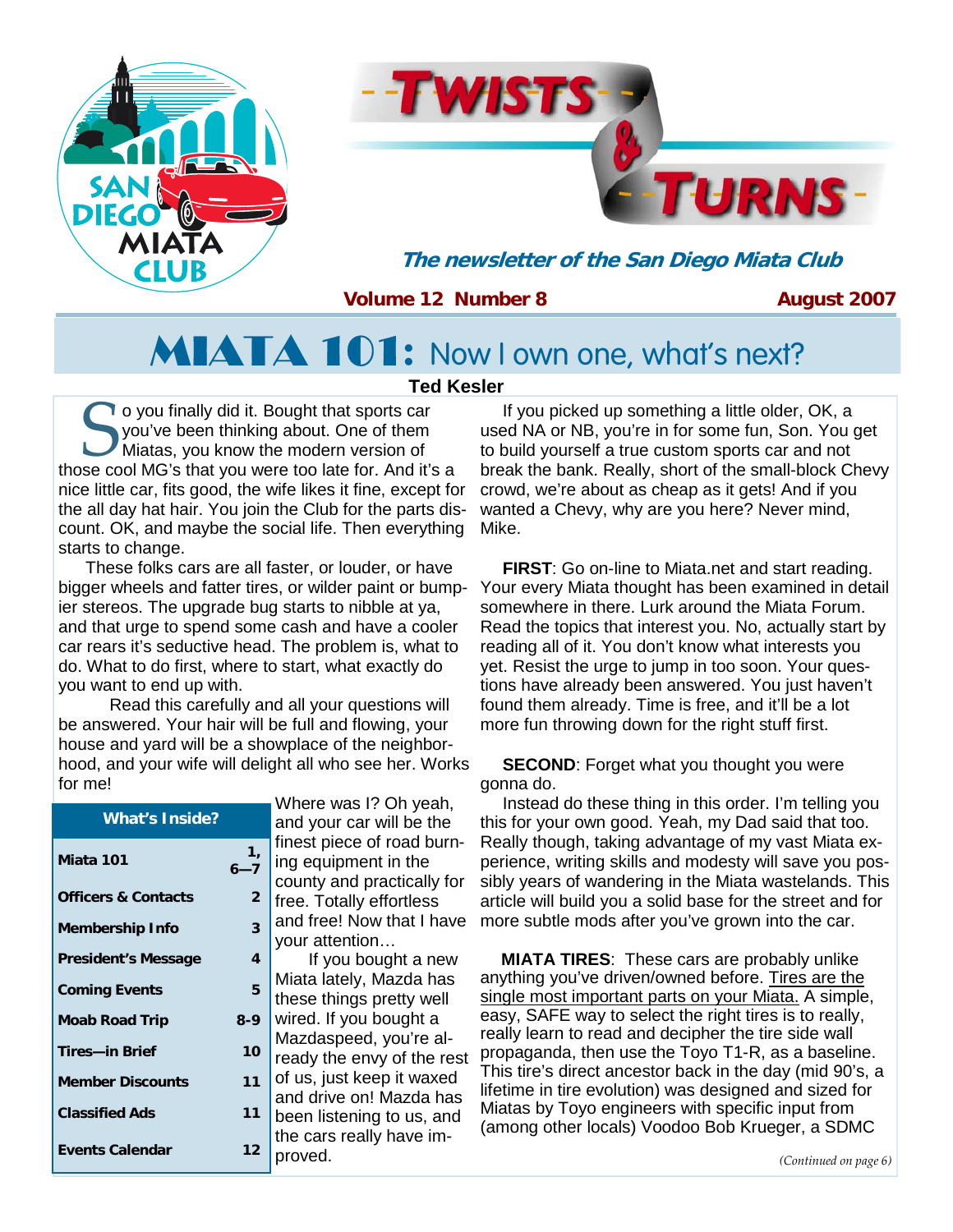# TWISTS & TURNS

*The newsletter of the San Diego Miata Club*

**Volume 12 Number 8** **August 2007**

# MIATA 101: Now I own one, what's next?

**Ted Kesler**

So you finally did it. Bought that sports car you've been thinking about. One of them Miatas, you know the modern version of those cool MG's that you were too late for. And it's a nice little car, fits good, the wife likes it fine, except for the all day hat hair. You join the Club for the parts discount. OK, and maybe the social life. Then everything starts to change.

These folks cars are all faster, or louder, or have bigger wheels and fatter tires, or wilder paint or bumpier stereos. The upgrade bug starts to nibble at ya, and that urge to spend some cash and have a cooler car rears it's seductive head. The problem is, what to do. What to do first, where to start, what exactly do you want to end up with.

Read this carefully and all your questions will be answered. Your hair will be full and flowing, your house and yard will be a showplace of the neighborhood, and your wife will delight all who see her. Works for me!

| What's Inside? | |
|---|---|
| Miata 101 | 1, 6—7 |
| Officers & Contacts | 2 |
| Membership Info | 3 |
| President's Message | 4 |
| Coming Events | 5 |
| Moab Road Trip | 8-9 |
| Tires—in Brief | 10 |
| Member Discounts | 11 |
| Classified Ads | 11 |
| Events Calendar | 12 |

Where was I? Oh yeah, and your car will be the finest piece of road burning equipment in the county and practically for free. Totally effortless and free! Now that I have your attention…

If you bought a new Miata lately, Mazda has these things pretty well wired. If you bought a Mazdaspeed, you're already the envy of the rest of us, just keep it waxed and drive on! Mazda has been listening to us, and the cars really have improved.

If you picked up something a little older, OK, a used NA or NB, you're in for some fun, Son. You get to build yourself a true custom sports car and not break the bank. Really, short of the small-block Chevy crowd, we're about as cheap as it gets! And if you wanted a Chevy, why are you here? Never mind, Mike.

**FIRST**: Go on-line to Miata.net and start reading. Your every Miata thought has been examined in detail somewhere in there. Lurk around the Miata Forum. Read the topics that interest you. No, actually start by reading all of it. You don't know what interests you yet. Resist the urge to jump in too soon. Your questions have already been answered. You just haven't found them already. Time is free, and it'll be a lot more fun throwing down for the right stuff first.

**SECOND**: Forget what you thought you were gonna do.

Instead do these thing in this order. I'm telling you this for your own good. Yeah, my Dad said that too. Really though, taking advantage of my vast Miata experience, writing skills and modesty will save you possibly years of wandering in the Miata wastelands. This article will build you a solid base for the street and for more subtle mods after you've grown into the car.

**MIATA TIRES**: These cars are probably unlike anything you've driven/owned before. Tires are the single most important parts on your Miata. A simple, easy, SAFE way to select the right tires is to really, really learn to read and decipher the tire side wall propaganda, then use the Toyo T1-R, as a baseline. This tire's direct ancestor back in the day (mid 90's, a lifetime in tire evolution) was designed and sized for Miatas by Toyo engineers with specific input from (among other locals) Voodoo Bob Krueger, a SDMC

*(Continued on page 6)*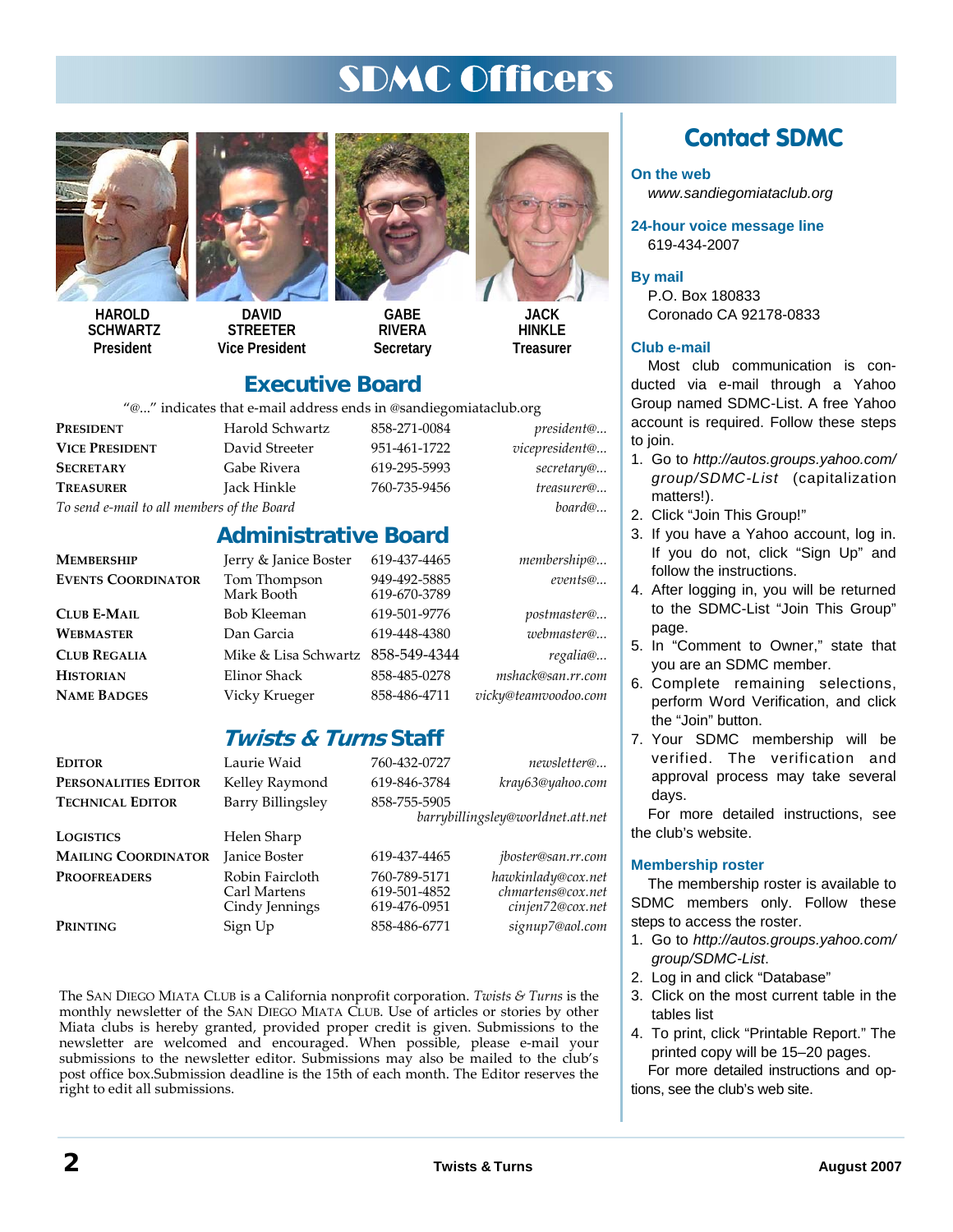# SDMC Officers

**HAROLD SCHWARTZ**
President

**DAVID STREETER**
Vice President

**GABE RIVERA**
Secretary

**JACK HINKLE**
Treasurer

## Executive Board

"@..." indicates that e-mail address ends in @sandiegomiataclub.org

| | | | |
|---|---|---|---|
| **PRESIDENT** | Harold Schwartz | 858-271-0084 | *president@...* |
| **VICE PRESIDENT** | David Streeter | 951-461-1722 | *vicepresident@...* |
| **SECRETARY** | Gabe Rivera | 619-295-5993 | *secretary@...* |
| **TREASURER** | Jack Hinkle | 760-735-9456 | *treasurer@...* |
| *To send e-mail to all members of the Board* | | | *board@...* |

## Administrative Board

| | | | |
|---|---|---|---|
| **MEMBERSHIP** | Jerry & Janice Boster | 619-437-4465 | *membership@...* |
| **EVENTS COORDINATOR** | Tom Thompson<br>Mark Booth | 949-492-5885<br>619-670-3789 | *events@...* |
| **CLUB E-MAIL** | Bob Kleeman | 619-501-9776 | *postmaster@...* |
| **WEBMASTER** | Dan Garcia | 619-448-4380 | *webmaster@...* |
| **CLUB REGALIA** | Mike & Lisa Schwartz | 858-549-4344 | *regalia@...* |
| **HISTORIAN** | Elinor Shack | 858-485-0278 | *mshack@san.rr.com* |
| **NAME BADGES** | Vicky Krueger | 858-486-4711 | *vicky@teamvoodoo.com* |

## *Twists & Turns* Staff

| | | | |
|---|---|---|---|
| **EDITOR** | Laurie Waid | 760-432-0727 | *newsletter@...* |
| **PERSONALITIES EDITOR** | Kelley Raymond | 619-846-3784 | *kray63@yahoo.com* |
| **TECHNICAL EDITOR** | Barry Billingsley | 858-755-5905 | *barrybillingsley@worldnet.att.net* |
| **LOGISTICS** | Helen Sharp | | |
| **MAILING COORDINATOR** | Janice Boster | 619-437-4465 | *jboster@san.rr.com* |
| **PROOFREADERS** | Robin Faircloth<br>Carl Martens<br>Cindy Jennings | 760-789-5171<br>619-501-4852<br>619-476-0951 | *hawkinlady@cox.net*<br>*chmartens@cox.net*<br>*cinjen72@cox.net* |
| **PRINTING** | Sign Up | 858-486-6771 | *signup7@aol.com* |

The SAN DIEGO MIATA CLUB is a California nonprofit corporation. *Twists & Turns* is the monthly newsletter of the SAN DIEGO MIATA CLUB. Use of articles or stories by other Miata clubs is hereby granted, provided proper credit is given. Submissions to the newsletter are welcomed and encouraged. When possible, please e-mail your submissions to the newsletter editor. Submissions may also be mailed to the club's post office box.Submission deadline is the 15th of each month. The Editor reserves the right to edit all submissions.

## Contact SDMC

### On the web

*www.sandiegomiataclub.org*

### 24-hour voice message line

619-434-2007

### By mail

P.O. Box 180833
Coronado CA 92178-0833

### Club e-mail

Most club communication is conducted via e-mail through a Yahoo Group named SDMC-List. A free Yahoo account is required. Follow these steps to join.

1. Go to *http://autos.groups.yahoo.com/group/SDMC-List* (capitalization matters!).
2. Click "Join This Group!"
3. If you have a Yahoo account, log in. If you do not, click "Sign Up" and follow the instructions.
4. After logging in, you will be returned to the SDMC-List "Join This Group" page.
5. In "Comment to Owner," state that you are an SDMC member.
6. Complete remaining selections, perform Word Verification, and click the "Join" button.
7. Your SDMC membership will be verified. The verification and approval process may take several days.

For more detailed instructions, see the club's website.

### Membership roster

The membership roster is available to SDMC members only. Follow these steps to access the roster.

1. Go to *http://autos.groups.yahoo.com/group/SDMC-List*.
2. Log in and click "Database"
3. Click on the most current table in the tables list
4. To print, click "Printable Report." The printed copy will be 15–20 pages.

For more detailed instructions and options, see the club's web site.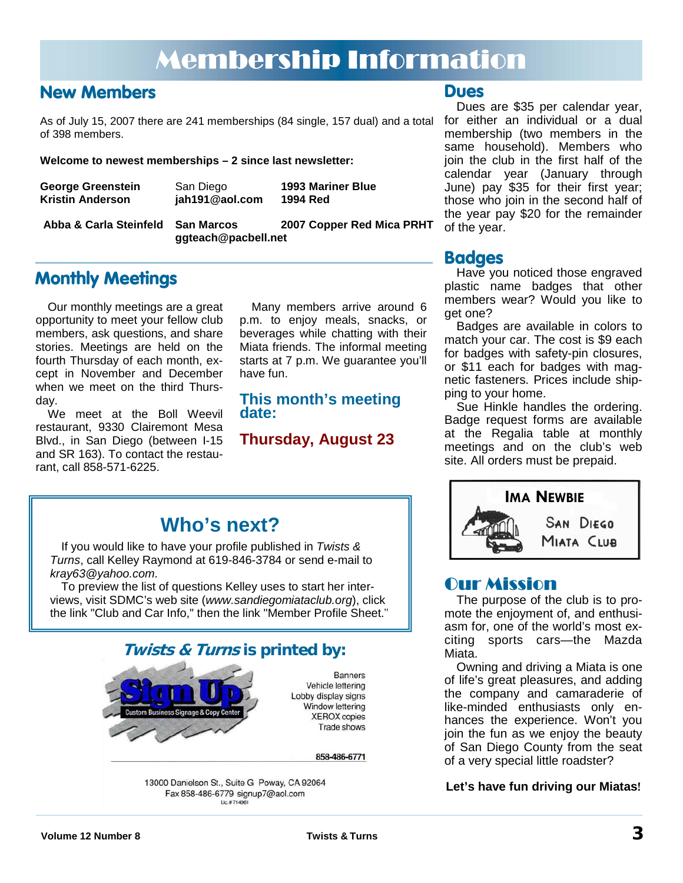# Membership Information

## New Members

As of July 15, 2007 there are 241 memberships (84 single, 157 dual) and a total of 398 members.

**Welcome to newest memberships – 2 since last newsletter:**

| | | |
|---|---|---|
| **George Greenstein** | San Diego | **1993 Mariner Blue** |
| **Kristin Anderson** | **jah191@aol.com** | **1994 Red** |
| **Abba & Carla Steinfeld** | **San Marcos** | **2007 Copper Red Mica PRHT** |
| | **ggteach@pacbell.net** | |

## Monthly Meetings

Our monthly meetings are a great opportunity to meet your fellow club members, ask questions, and share stories. Meetings are held on the fourth Thursday of each month, except in November and December when we meet on the third Thursday.

We meet at the Boll Weevil restaurant, 9330 Clairemont Mesa Blvd., in San Diego (between I-15 and SR 163). To contact the restaurant, call 858-571-6225.

Many members arrive around 6 p.m. to enjoy meals, snacks, or beverages while chatting with their Miata friends. The informal meeting starts at 7 p.m. We guarantee you'll have fun.

### This month's meeting date:

### Thursday, August 23

## Who's next?

If you would like to have your profile published in *Twists & Turns*, call Kelley Raymond at 619-846-3784 or send e-mail to *kray63@yahoo.com*.

To preview the list of questions Kelley uses to start her interviews, visit SDMC's web site (*www.sandiegomiataclub.org*), click the link "Club and Car Info," then the link "Member Profile Sheet."

## *Twists & Turns* is printed by:

**Sign Up**
Custom Business Signage & Copy Center

Banners
Vehicle lettering
Lobby display signs
Window lettering
XEROX copies
Trade shows

858-486-6771

13000 Danielson St., Suite G Poway, CA 92064
Fax 858-486-6779 signup7@aol.com
Lic.#714861

## Dues

Dues are $35 per calendar year, for either an individual or a dual membership (two members in the same household). Members who join the club in the first half of the calendar year (January through June) pay $35 for their first year; those who join in the second half of the year pay $20 for the remainder of the year.

## Badges

Have you noticed those engraved plastic name badges that other members wear? Would you like to get one?

Badges are available in colors to match your car. The cost is $9 each for badges with safety-pin closures, or $11 each for badges with magnetic fasteners. Prices include shipping to your home.

Sue Hinkle handles the ordering. Badge request forms are available at the Regalia table at monthly meetings and on the club's web site. All orders must be prepaid.

**IMA NEWBIE**
SAN DIEGO
MIATA CLUB

## Our Mission

The purpose of the club is to promote the enjoyment of, and enthusiasm for, one of the world's most exciting sports cars—the Mazda Miata.

Owning and driving a Miata is one of life's great pleasures, and adding the company and camaraderie of like-minded enthusiasts only enhances the experience. Won't you join the fun as we enjoy the beauty of San Diego County from the seat of a very special little roadster?

**Let's have fun driving our Miatas!**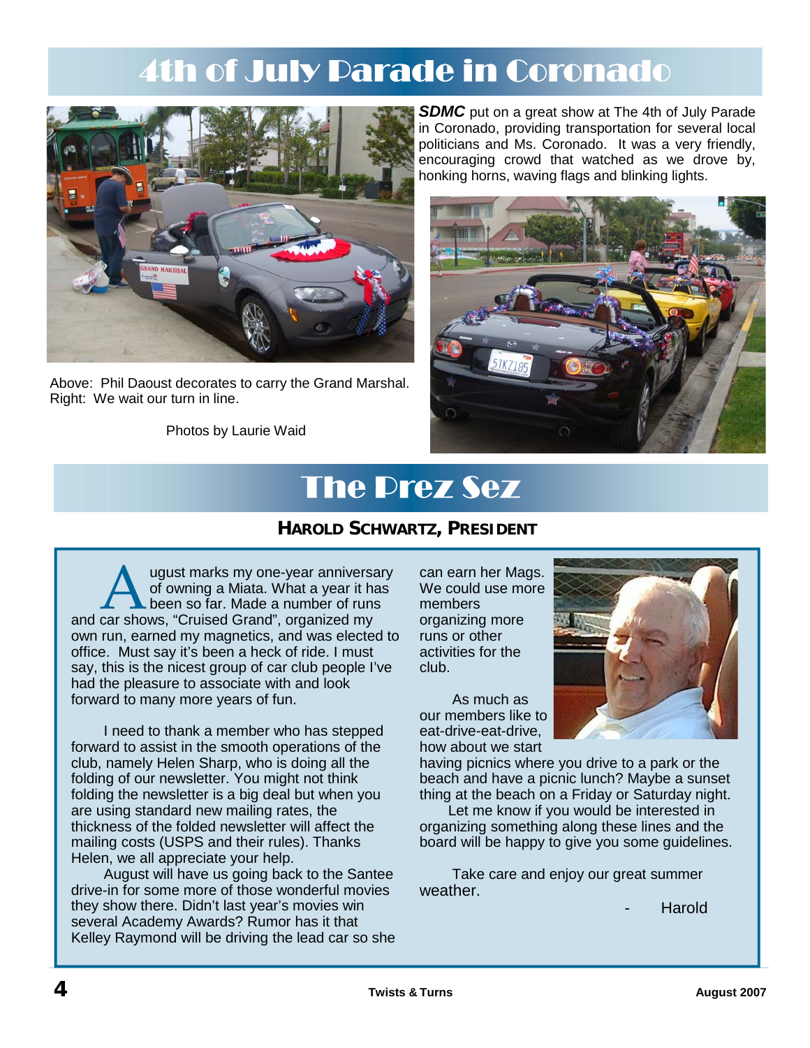# 4th of July Parade in Coronado

***SDMC*** put on a great show at The 4th of July Parade in Coronado, providing transportation for several local politicians and Ms. Coronado. It was a very friendly, encouraging crowd that watched as we drove by, honking horns, waving flags and blinking lights.

Above: Phil Daoust decorates to carry the Grand Marshal.
Right: We wait our turn in line.

Photos by Laurie Waid

# The Prez Sez

### HAROLD SCHWARTZ, PRESIDENT

August marks my one-year anniversary of owning a Miata. What a year it has been so far. Made a number of runs and car shows, "Cruised Grand", organized my own run, earned my magnetics, and was elected to office. Must say it's been a heck of ride. I must say, this is the nicest group of car club people I've had the pleasure to associate with and look forward to many more years of fun.

I need to thank a member who has stepped forward to assist in the smooth operations of the club, namely Helen Sharp, who is doing all the folding of our newsletter. You might not think folding the newsletter is a big deal but when you are using standard new mailing rates, the thickness of the folded newsletter will affect the mailing costs (USPS and their rules). Thanks Helen, we all appreciate your help.

August will have us going back to the Santee drive-in for some more of those wonderful movies they show there. Didn't last year's movies win several Academy Awards? Rumor has it that Kelley Raymond will be driving the lead car so she can earn her Mags. We could use more members organizing more runs or other activities for the club.

As much as our members like to eat-drive-eat-drive, how about we start having picnics where you drive to a park or the beach and have a picnic lunch? Maybe a sunset thing at the beach on a Friday or Saturday night.

Let me know if you would be interested in organizing something along these lines and the board will be happy to give you some guidelines.

Take care and enjoy our great summer weather.

\- Harold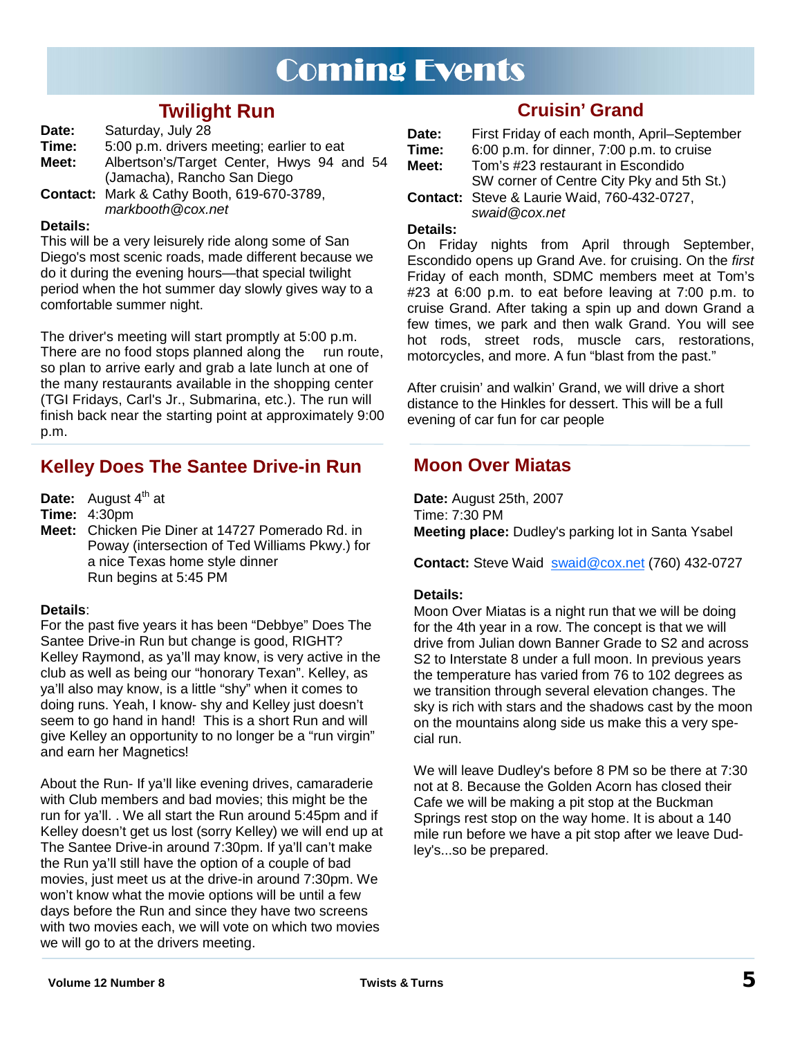# Coming Events

## Twilight Run

**Date:** Saturday, July 28
**Time:** 5:00 p.m. drivers meeting; earlier to eat
**Meet:** Albertson's/Target Center, Hwys 94 and 54 (Jamacha), Rancho San Diego
**Contact:** Mark & Cathy Booth, 619-670-3789, *markbooth@cox.net*

**Details:**

This will be a very leisurely ride along some of San Diego's most scenic roads, made different because we do it during the evening hours—that special twilight period when the hot summer day slowly gives way to a comfortable summer night.

The driver's meeting will start promptly at 5:00 p.m. There are no food stops planned along the run route, so plan to arrive early and grab a late lunch at one of the many restaurants available in the shopping center (TGI Fridays, Carl's Jr., Submarina, etc.). The run will finish back near the starting point at approximately 9:00 p.m.

## Cruisin' Grand

**Date:** First Friday of each month, April–September
**Time:** 6:00 p.m. for dinner, 7:00 p.m. to cruise
**Meet:** Tom's #23 restaurant in Escondido SW corner of Centre City Pky and 5th St.)
**Contact:** Steve & Laurie Waid, 760-432-0727, *swaid@cox.net*

**Details:**

On Friday nights from April through September, Escondido opens up Grand Ave. for cruising. On the *first* Friday of each month, SDMC members meet at Tom's #23 at 6:00 p.m. to eat before leaving at 7:00 p.m. to cruise Grand. After taking a spin up and down Grand a few times, we park and then walk Grand. You will see hot rods, street rods, muscle cars, restorations, motorcycles, and more. A fun "blast from the past."

After cruisin' and walkin' Grand, we will drive a short distance to the Hinkles for dessert. This will be a full evening of car fun for car people

## Kelley Does The Santee Drive-in Run

**Date:** August 4th at
**Time:** 4:30pm
**Meet:** Chicken Pie Diner at 14727 Pomerado Rd. in Poway (intersection of Ted Williams Pkwy.) for a nice Texas home style dinner
Run begins at 5:45 PM

**Details**:

For the past five years it has been "Debbye" Does The Santee Drive-in Run but change is good, RIGHT? Kelley Raymond, as ya'll may know, is very active in the club as well as being our "honorary Texan". Kelley, as ya'll also may know, is a little "shy" when it comes to doing runs. Yeah, I know- shy and Kelley just doesn't seem to go hand in hand! This is a short Run and will give Kelley an opportunity to no longer be a "run virgin" and earn her Magnetics!

About the Run- If ya'll like evening drives, camaraderie with Club members and bad movies; this might be the run for ya'll. . We all start the Run around 5:45pm and if Kelley doesn't get us lost (sorry Kelley) we will end up at The Santee Drive-in around 7:30pm. If ya'll can't make the Run ya'll still have the option of a couple of bad movies, just meet us at the drive-in around 7:30pm. We won't know what the movie options will be until a few days before the Run and since they have two screens with two movies each, we will vote on which two movies we will go to at the drivers meeting.

## Moon Over Miatas

**Date:** August 25th, 2007
Time: 7:30 PM
**Meeting place:** Dudley's parking lot in Santa Ysabel

**Contact:** Steve Waid swaid@cox.net (760) 432-0727

**Details:**

Moon Over Miatas is a night run that we will be doing for the 4th year in a row. The concept is that we will drive from Julian down Banner Grade to S2 and across S2 to Interstate 8 under a full moon. In previous years the temperature has varied from 76 to 102 degrees as we transition through several elevation changes. The sky is rich with stars and the shadows cast by the moon on the mountains along side us make this a very special run.

We will leave Dudley's before 8 PM so be there at 7:30 not at 8. Because the Golden Acorn has closed their Cafe we will be making a pit stop at the Buckman Springs rest stop on the way home. It is about a 140 mile run before we have a pit stop after we leave Dudley's...so be prepared.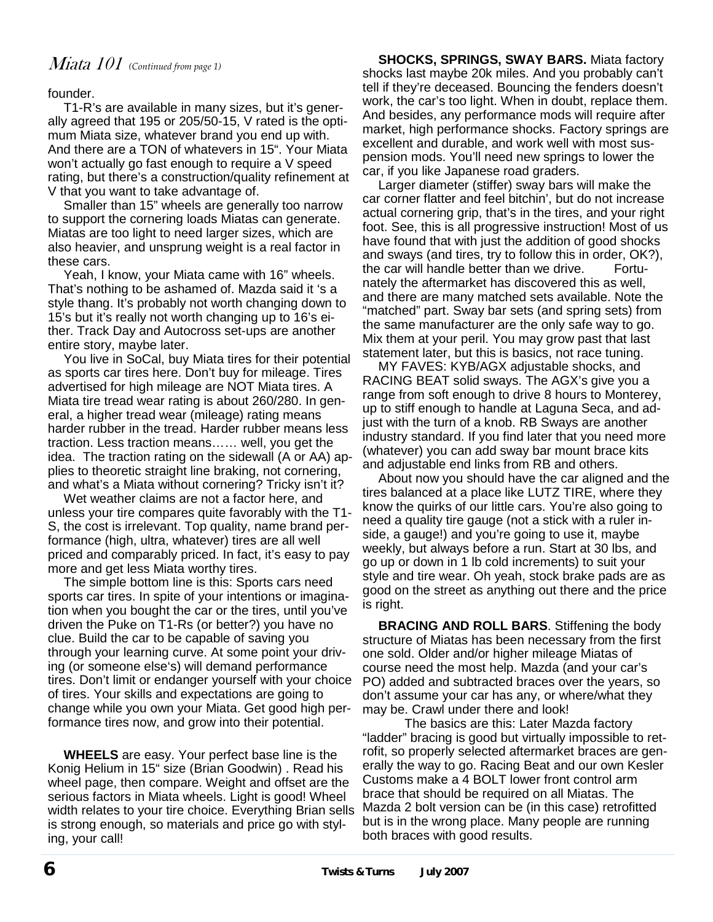## *Miata 101* *(Continued from page 1)*

founder.

T1-R's are available in many sizes, but it's generally agreed that 195 or 205/50-15, V rated is the optimum Miata size, whatever brand you end up with. And there are a TON of whatevers in 15". Your Miata won't actually go fast enough to require a V speed rating, but there's a construction/quality refinement at V that you want to take advantage of.

Smaller than 15" wheels are generally too narrow to support the cornering loads Miatas can generate. Miatas are too light to need larger sizes, which are also heavier, and unsprung weight is a real factor in these cars.

Yeah, I know, your Miata came with 16" wheels. That's nothing to be ashamed of. Mazda said it 's a style thang. It's probably not worth changing down to 15's but it's really not worth changing up to 16's either. Track Day and Autocross set-ups are another entire story, maybe later.

You live in SoCal, buy Miata tires for their potential as sports car tires here. Don't buy for mileage. Tires advertised for high mileage are NOT Miata tires. A Miata tire tread wear rating is about 260/280. In general, a higher tread wear (mileage) rating means harder rubber in the tread. Harder rubber means less traction. Less traction means…… well, you get the idea. The traction rating on the sidewall (A or AA) applies to theoretic straight line braking, not cornering, and what's a Miata without cornering? Tricky isn't it?

Wet weather claims are not a factor here, and unless your tire compares quite favorably with the T1-S, the cost is irrelevant. Top quality, name brand performance (high, ultra, whatever) tires are all well priced and comparably priced. In fact, it's easy to pay more and get less Miata worthy tires.

The simple bottom line is this: Sports cars need sports car tires. In spite of your intentions or imagination when you bought the car or the tires, until you've driven the Puke on T1-Rs (or better?) you have no clue. Build the car to be capable of saving you through your learning curve. At some point your driving (or someone else's) will demand performance tires. Don't limit or endanger yourself with your choice of tires. Your skills and expectations are going to change while you own your Miata. Get good high performance tires now, and grow into their potential.

**WHEELS** are easy. Your perfect base line is the Konig Helium in 15" size (Brian Goodwin) . Read his wheel page, then compare. Weight and offset are the serious factors in Miata wheels. Light is good! Wheel width relates to your tire choice. Everything Brian sells is strong enough, so materials and price go with styling, your call!

**SHOCKS, SPRINGS, SWAY BARS.** Miata factory shocks last maybe 20k miles. And you probably can't tell if they're deceased. Bouncing the fenders doesn't work, the car's too light. When in doubt, replace them. And besides, any performance mods will require after market, high performance shocks. Factory springs are excellent and durable, and work well with most suspension mods. You'll need new springs to lower the car, if you like Japanese road graders.

Larger diameter (stiffer) sway bars will make the car corner flatter and feel bitchin', but do not increase actual cornering grip, that's in the tires, and your right foot. See, this is all progressive instruction! Most of us have found that with just the addition of good shocks and sways (and tires, try to follow this in order, OK?), the car will handle better than we drive. Fortunately the aftermarket has discovered this as well, and there are many matched sets available. Note the "matched" part. Sway bar sets (and spring sets) from the same manufacturer are the only safe way to go. Mix them at your peril. You may grow past that last statement later, but this is basics, not race tuning.

MY FAVES: KYB/AGX adjustable shocks, and RACING BEAT solid sways. The AGX's give you a range from soft enough to drive 8 hours to Monterey, up to stiff enough to handle at Laguna Seca, and adjust with the turn of a knob. RB Sways are another industry standard. If you find later that you need more (whatever) you can add sway bar mount brace kits and adjustable end links from RB and others.

About now you should have the car aligned and the tires balanced at a place like LUTZ TIRE, where they know the quirks of our little cars. You're also going to need a quality tire gauge (not a stick with a ruler inside, a gauge!) and you're going to use it, maybe weekly, but always before a run. Start at 30 lbs, and go up or down in 1 lb cold increments) to suit your style and tire wear. Oh yeah, stock brake pads are as good on the street as anything out there and the price is right.

**BRACING AND ROLL BARS**. Stiffening the body structure of Miatas has been necessary from the first one sold. Older and/or higher mileage Miatas of course need the most help. Mazda (and your car's PO) added and subtracted braces over the years, so don't assume your car has any, or where/what they may be. Crawl under there and look!

The basics are this: Later Mazda factory "ladder" bracing is good but virtually impossible to retrofit, so properly selected aftermarket braces are generally the way to go. Racing Beat and our own Kesler Customs make a 4 BOLT lower front control arm brace that should be required on all Miatas. The Mazda 2 bolt version can be (in this case) retrofitted but is in the wrong place. Many people are running both braces with good results.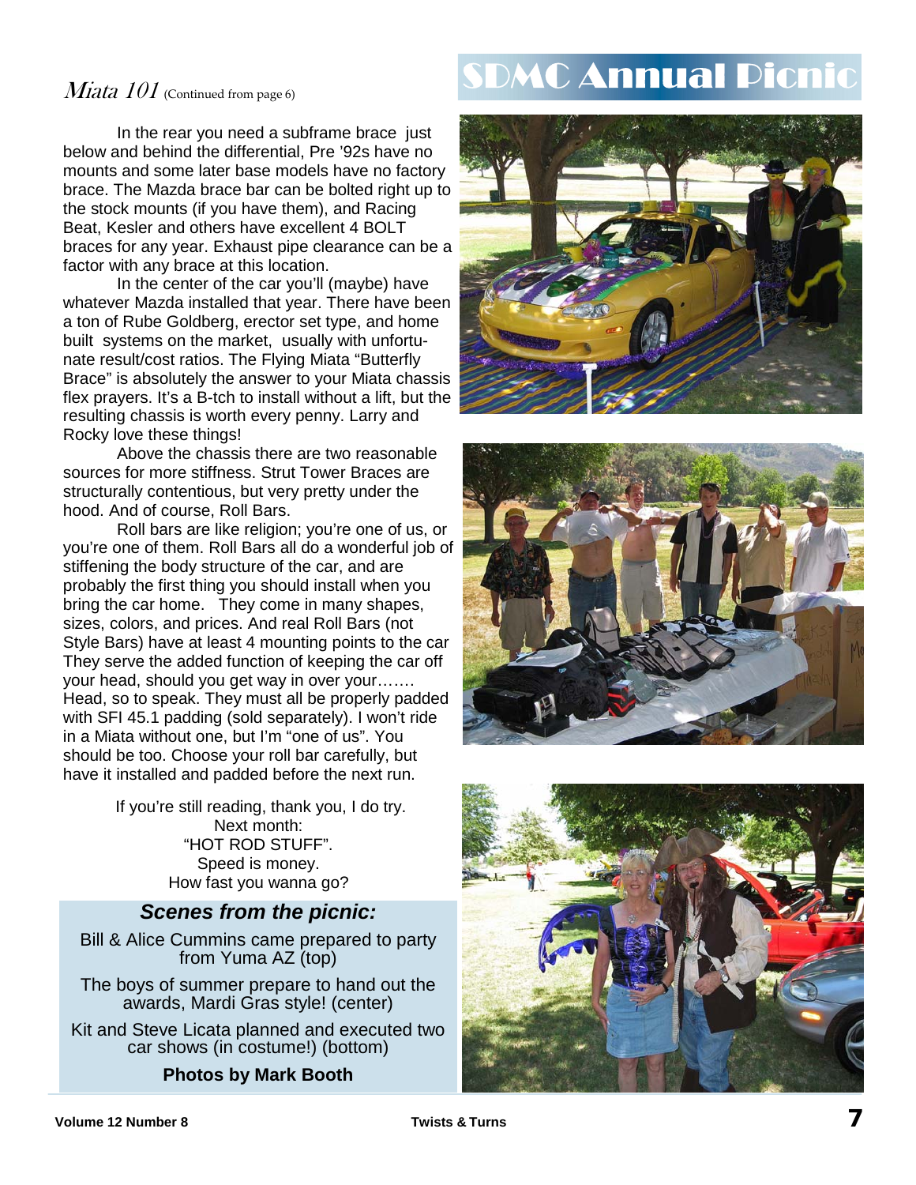## *Miata 101* (Continued from page 6)

In the rear you need a subframe brace just below and behind the differential, Pre '92s have no mounts and some later base models have no factory brace. The Mazda brace bar can be bolted right up to the stock mounts (if you have them), and Racing Beat, Kesler and others have excellent 4 BOLT braces for any year. Exhaust pipe clearance can be a factor with any brace at this location.

In the center of the car you'll (maybe) have whatever Mazda installed that year. There have been a ton of Rube Goldberg, erector set type, and home built systems on the market, usually with unfortunate result/cost ratios. The Flying Miata "Butterfly Brace" is absolutely the answer to your Miata chassis flex prayers. It's a B-tch to install without a lift, but the resulting chassis is worth every penny. Larry and Rocky love these things!

Above the chassis there are two reasonable sources for more stiffness. Strut Tower Braces are structurally contentious, but very pretty under the hood. And of course, Roll Bars.

Roll bars are like religion; you're one of us, or you're one of them. Roll Bars all do a wonderful job of stiffening the body structure of the car, and are probably the first thing you should install when you bring the car home. They come in many shapes, sizes, colors, and prices. And real Roll Bars (not Style Bars) have at least 4 mounting points to the car They serve the added function of keeping the car off your head, should you get way in over your……. Head, so to speak. They must all be properly padded with SFI 45.1 padding (sold separately). I won't ride in a Miata without one, but I'm "one of us". You should be too. Choose your roll bar carefully, but have it installed and padded before the next run.

If you're still reading, thank you, I do try.
Next month:
"HOT ROD STUFF".
Speed is money.
How fast you wanna go?

# SDMC Annual Picnic

### *Scenes from the picnic:*

Bill & Alice Cummins came prepared to party from Yuma AZ (top)

The boys of summer prepare to hand out the awards, Mardi Gras style! (center)

Kit and Steve Licata planned and executed two car shows (in costume!) (bottom)

**Photos by Mark Booth**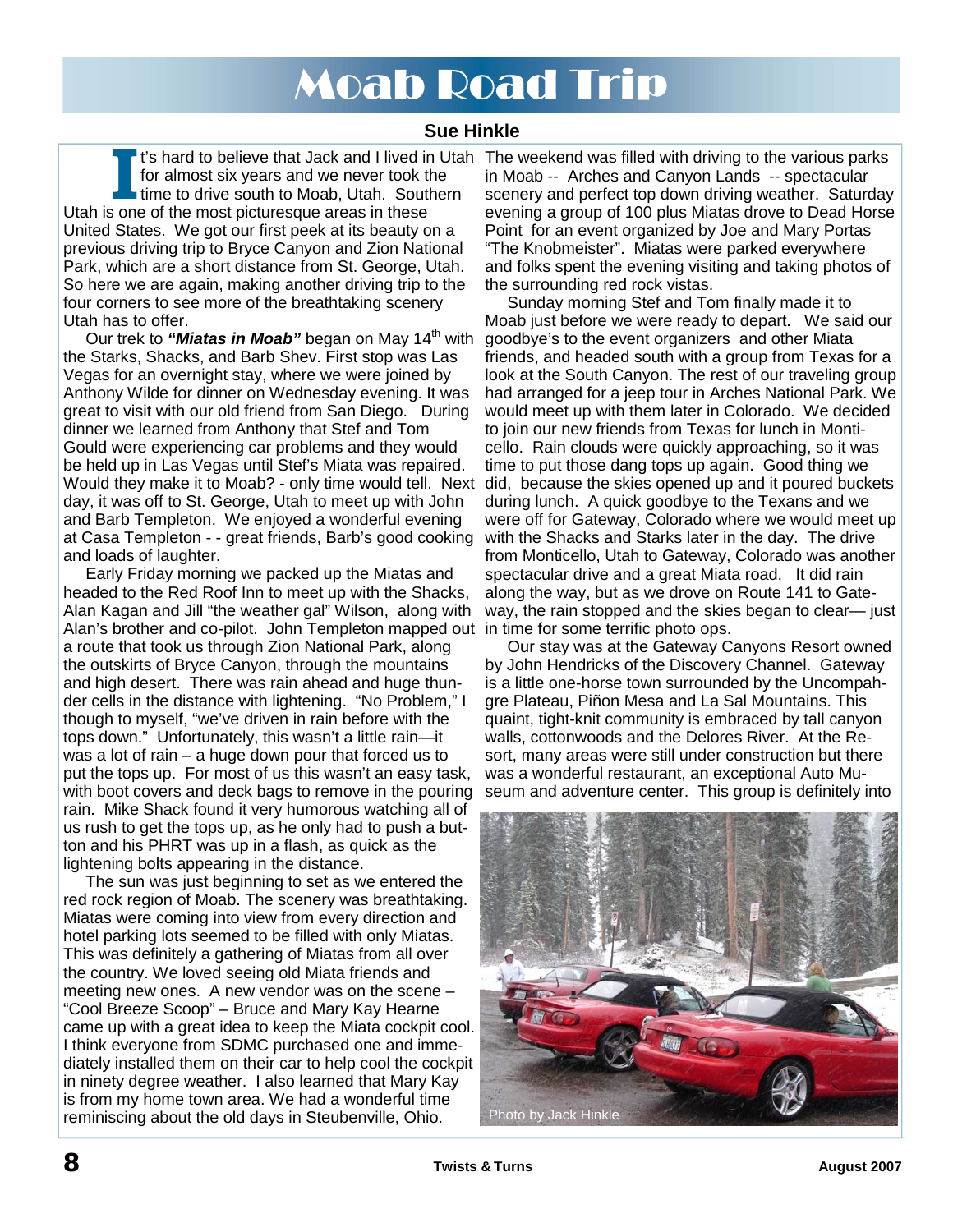# Moab Road Trip

**Sue Hinkle**

It's hard to believe that Jack and I lived in Utah for almost six years and we never took the time to drive south to Moab, Utah. Southern Utah is one of the most picturesque areas in these United States. We got our first peek at its beauty on a previous driving trip to Bryce Canyon and Zion National Park, which are a short distance from St. George, Utah. So here we are again, making another driving trip to the four corners to see more of the breathtaking scenery Utah has to offer.

Our trek to ***"Miatas in Moab"*** began on May 14th with the Starks, Shacks, and Barb Shev. First stop was Las Vegas for an overnight stay, where we were joined by Anthony Wilde for dinner on Wednesday evening. It was great to visit with our old friend from San Diego. During dinner we learned from Anthony that Stef and Tom Gould were experiencing car problems and they would be held up in Las Vegas until Stef's Miata was repaired. Would they make it to Moab? - only time would tell. Next day, it was off to St. George, Utah to meet up with John and Barb Templeton. We enjoyed a wonderful evening at Casa Templeton - - great friends, Barb's good cooking and loads of laughter.

Early Friday morning we packed up the Miatas and headed to the Red Roof Inn to meet up with the Shacks, Alan Kagan and Jill "the weather gal" Wilson, along with Alan's brother and co-pilot. John Templeton mapped out a route that took us through Zion National Park, along the outskirts of Bryce Canyon, through the mountains and high desert. There was rain ahead and huge thunder cells in the distance with lightening. "No Problem," I though to myself, "we've driven in rain before with the tops down." Unfortunately, this wasn't a little rain—it was a lot of rain – a huge down pour that forced us to put the tops up. For most of us this wasn't an easy task, with boot covers and deck bags to remove in the pouring rain. Mike Shack found it very humorous watching all of us rush to get the tops up, as he only had to push a button and his PHRT was up in a flash, as quick as the lightening bolts appearing in the distance.

The sun was just beginning to set as we entered the red rock region of Moab. The scenery was breathtaking. Miatas were coming into view from every direction and hotel parking lots seemed to be filled with only Miatas. This was definitely a gathering of Miatas from all over the country. We loved seeing old Miata friends and meeting new ones. A new vendor was on the scene – "Cool Breeze Scoop" – Bruce and Mary Kay Hearne came up with a great idea to keep the Miata cockpit cool. I think everyone from SDMC purchased one and immediately installed them on their car to help cool the cockpit in ninety degree weather. I also learned that Mary Kay is from my home town area. We had a wonderful time reminiscing about the old days in Steubenville, Ohio.

The weekend was filled with driving to the various parks in Moab -- Arches and Canyon Lands -- spectacular scenery and perfect top down driving weather. Saturday evening a group of 100 plus Miatas drove to Dead Horse Point for an event organized by Joe and Mary Portas "The Knobmeister". Miatas were parked everywhere and folks spent the evening visiting and taking photos of the surrounding red rock vistas.

Sunday morning Stef and Tom finally made it to Moab just before we were ready to depart. We said our goodbye's to the event organizers and other Miata friends, and headed south with a group from Texas for a look at the South Canyon. The rest of our traveling group had arranged for a jeep tour in Arches National Park. We would meet up with them later in Colorado. We decided to join our new friends from Texas for lunch in Monticello. Rain clouds were quickly approaching, so it was time to put those dang tops up again. Good thing we did, because the skies opened up and it poured buckets during lunch. A quick goodbye to the Texans and we were off for Gateway, Colorado where we would meet up with the Shacks and Starks later in the day. The drive from Monticello, Utah to Gateway, Colorado was another spectacular drive and a great Miata road. It did rain along the way, but as we drove on Route 141 to Gateway, the rain stopped and the skies began to clear— just in time for some terrific photo ops.

Our stay was at the Gateway Canyons Resort owned by John Hendricks of the Discovery Channel. Gateway is a little one-horse town surrounded by the Uncompahgre Plateau, Piñon Mesa and La Sal Mountains. This quaint, tight-knit community is embraced by tall canyon walls, cottonwoods and the Delores River. At the Resort, many areas were still under construction but there was a wonderful restaurant, an exceptional Auto Museum and adventure center. This group is definitely into

Photo by Jack Hinkle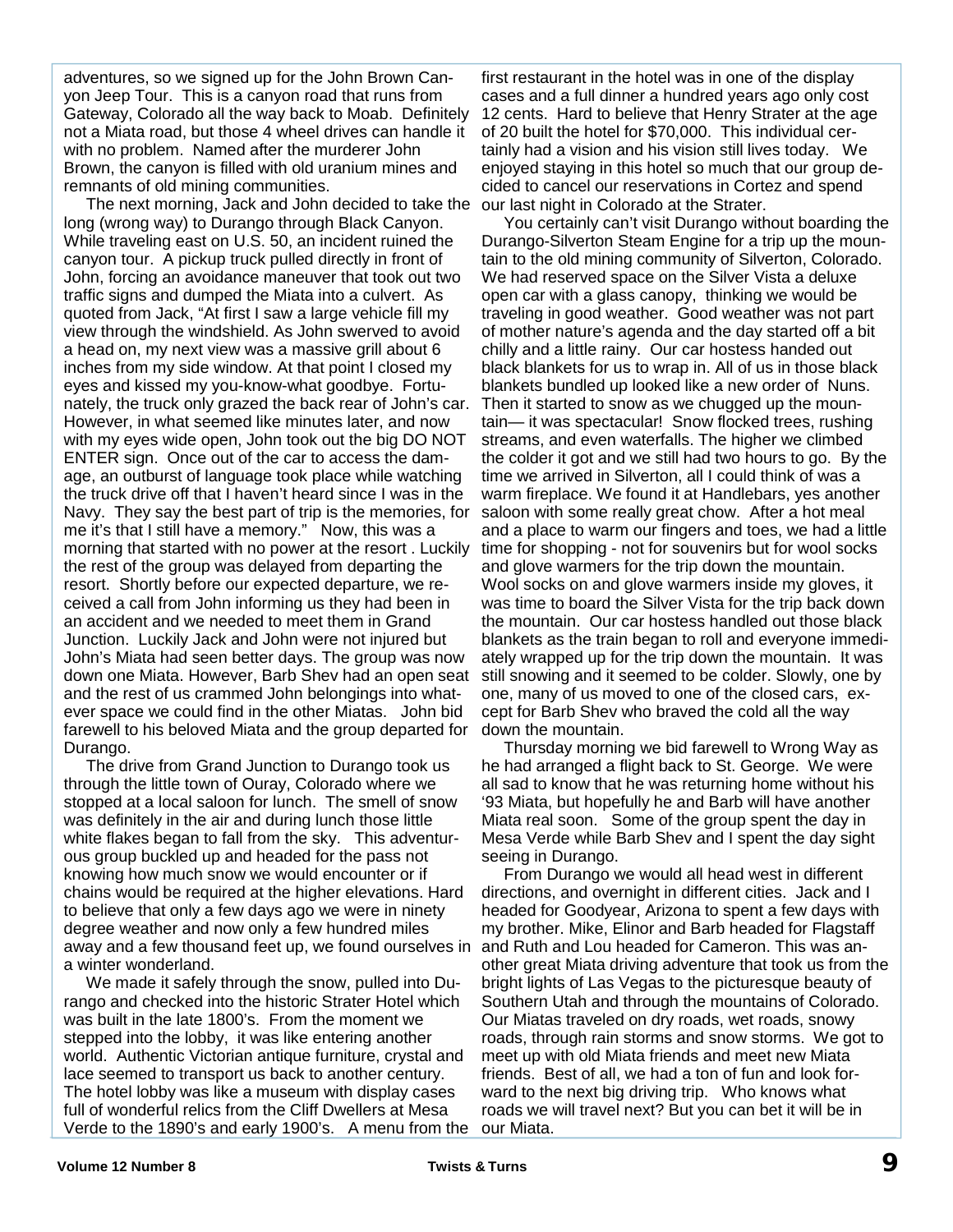adventures, so we signed up for the John Brown Canyon Jeep Tour. This is a canyon road that runs from Gateway, Colorado all the way back to Moab. Definitely not a Miata road, but those 4 wheel drives can handle it with no problem. Named after the murderer John Brown, the canyon is filled with old uranium mines and remnants of old mining communities.

The next morning, Jack and John decided to take the long (wrong way) to Durango through Black Canyon. While traveling east on U.S. 50, an incident ruined the canyon tour. A pickup truck pulled directly in front of John, forcing an avoidance maneuver that took out two traffic signs and dumped the Miata into a culvert. As quoted from Jack, "At first I saw a large vehicle fill my view through the windshield. As John swerved to avoid a head on, my next view was a massive grill about 6 inches from my side window. At that point I closed my eyes and kissed my you-know-what goodbye. Fortunately, the truck only grazed the back rear of John's car. However, in what seemed like minutes later, and now with my eyes wide open, John took out the big DO NOT ENTER sign. Once out of the car to access the damage, an outburst of language took place while watching the truck drive off that I haven't heard since I was in the Navy. They say the best part of trip is the memories, for me it's that I still have a memory." Now, this was a morning that started with no power at the resort . Luckily the rest of the group was delayed from departing the resort. Shortly before our expected departure, we received a call from John informing us they had been in an accident and we needed to meet them in Grand Junction. Luckily Jack and John were not injured but John's Miata had seen better days. The group was now down one Miata. However, Barb Shev had an open seat and the rest of us crammed John belongings into whatever space we could find in the other Miatas. John bid farewell to his beloved Miata and the group departed for Durango.

The drive from Grand Junction to Durango took us through the little town of Ouray, Colorado where we stopped at a local saloon for lunch. The smell of snow was definitely in the air and during lunch those little white flakes began to fall from the sky. This adventurous group buckled up and headed for the pass not knowing how much snow we would encounter or if chains would be required at the higher elevations. Hard to believe that only a few days ago we were in ninety degree weather and now only a few hundred miles away and a few thousand feet up, we found ourselves in a winter wonderland.

We made it safely through the snow, pulled into Durango and checked into the historic Strater Hotel which was built in the late 1800's. From the moment we stepped into the lobby, it was like entering another world. Authentic Victorian antique furniture, crystal and lace seemed to transport us back to another century. The hotel lobby was like a museum with display cases full of wonderful relics from the Cliff Dwellers at Mesa Verde to the 1890's and early 1900's. A menu from the first restaurant in the hotel was in one of the display cases and a full dinner a hundred years ago only cost 12 cents. Hard to believe that Henry Strater at the age of 20 built the hotel for $70,000. This individual certainly had a vision and his vision still lives today. We enjoyed staying in this hotel so much that our group decided to cancel our reservations in Cortez and spend our last night in Colorado at the Strater.

You certainly can't visit Durango without boarding the Durango-Silverton Steam Engine for a trip up the mountain to the old mining community of Silverton, Colorado. We had reserved space on the Silver Vista a deluxe open car with a glass canopy, thinking we would be traveling in good weather. Good weather was not part of mother nature's agenda and the day started off a bit chilly and a little rainy. Our car hostess handed out black blankets for us to wrap in. All of us in those black blankets bundled up looked like a new order of Nuns. Then it started to snow as we chugged up the mountain— it was spectacular! Snow flocked trees, rushing streams, and even waterfalls. The higher we climbed the colder it got and we still had two hours to go. By the time we arrived in Silverton, all I could think of was a warm fireplace. We found it at Handlebars, yes another saloon with some really great chow. After a hot meal and a place to warm our fingers and toes, we had a little time for shopping - not for souvenirs but for wool socks and glove warmers for the trip down the mountain. Wool socks on and glove warmers inside my gloves, it was time to board the Silver Vista for the trip back down the mountain. Our car hostess handled out those black blankets as the train began to roll and everyone immediately wrapped up for the trip down the mountain. It was still snowing and it seemed to be colder. Slowly, one by one, many of us moved to one of the closed cars, except for Barb Shev who braved the cold all the way down the mountain.

Thursday morning we bid farewell to Wrong Way as he had arranged a flight back to St. George. We were all sad to know that he was returning home without his '93 Miata, but hopefully he and Barb will have another Miata real soon. Some of the group spent the day in Mesa Verde while Barb Shev and I spent the day sight seeing in Durango.

From Durango we would all head west in different directions, and overnight in different cities. Jack and I headed for Goodyear, Arizona to spent a few days with my brother. Mike, Elinor and Barb headed for Flagstaff and Ruth and Lou headed for Cameron. This was another great Miata driving adventure that took us from the bright lights of Las Vegas to the picturesque beauty of Southern Utah and through the mountains of Colorado. Our Miatas traveled on dry roads, wet roads, snowy roads, through rain storms and snow storms. We got to meet up with old Miata friends and meet new Miata friends. Best of all, we had a ton of fun and look forward to the next big driving trip. Who knows what roads we will travel next? But you can bet it will be in our Miata.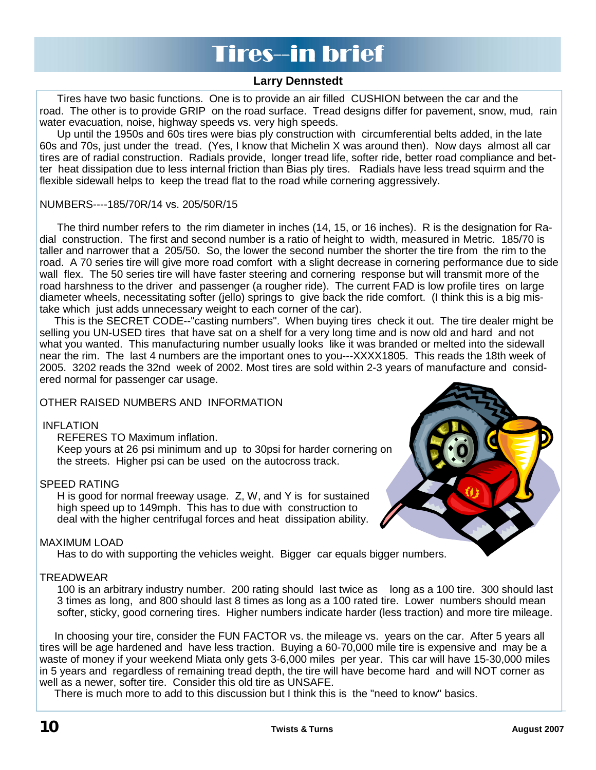# Tires—in brief

**Larry Dennstedt**

Tires have two basic functions. One is to provide an air filled CUSHION between the car and the road. The other is to provide GRIP on the road surface. Tread designs differ for pavement, snow, mud, rain water evacuation, noise, highway speeds vs. very high speeds.

Up until the 1950s and 60s tires were bias ply construction with circumferential belts added, in the late 60s and 70s, just under the tread. (Yes, I know that Michelin X was around then). Now days almost all car tires are of radial construction. Radials provide, longer tread life, softer ride, better road compliance and better heat dissipation due to less internal friction than Bias ply tires. Radials have less tread squirm and the flexible sidewall helps to keep the tread flat to the road while cornering aggressively.

NUMBERS----185/70R/14 vs. 205/50R/15

The third number refers to the rim diameter in inches (14, 15, or 16 inches). R is the designation for Radial construction. The first and second number is a ratio of height to width, measured in Metric. 185/70 is taller and narrower that a 205/50. So, the lower the second number the shorter the tire from the rim to the road. A 70 series tire will give more road comfort with a slight decrease in cornering performance due to side wall flex. The 50 series tire will have faster steering and cornering response but will transmit more of the road harshness to the driver and passenger (a rougher ride). The current FAD is low profile tires on large diameter wheels, necessitating softer (jello) springs to give back the ride comfort. (I think this is a big mistake which just adds unnecessary weight to each corner of the car).

This is the SECRET CODE--"casting numbers". When buying tires check it out. The tire dealer might be selling you UN-USED tires that have sat on a shelf for a very long time and is now old and hard and not what you wanted. This manufacturing number usually looks like it was branded or melted into the sidewall near the rim. The last 4 numbers are the important ones to you---XXXX1805. This reads the 18th week of 2005. 3202 reads the 32nd week of 2002. Most tires are sold within 2-3 years of manufacture and considered normal for passenger car usage.

OTHER RAISED NUMBERS AND INFORMATION

INFLATION

REFERES TO Maximum inflation.
Keep yours at 26 psi minimum and up to 30psi for harder cornering on the streets. Higher psi can be used on the autocross track.

SPEED RATING

H is good for normal freeway usage. Z, W, and Y is for sustained high speed up to 149mph. This has to due with construction to deal with the higher centrifugal forces and heat dissipation ability.

MAXIMUM LOAD

Has to do with supporting the vehicles weight. Bigger car equals bigger numbers.

TREADWEAR

100 is an arbitrary industry number. 200 rating should last twice as long as a 100 tire. 300 should last 3 times as long, and 800 should last 8 times as long as a 100 rated tire. Lower numbers should mean softer, sticky, good cornering tires. Higher numbers indicate harder (less traction) and more tire mileage.

In choosing your tire, consider the FUN FACTOR vs. the mileage vs. years on the car. After 5 years all tires will be age hardened and have less traction. Buying a 60-70,000 mile tire is expensive and may be a waste of money if your weekend Miata only gets 3-6,000 miles per year. This car will have 15-30,000 miles in 5 years and regardless of remaining tread depth, the tire will have become hard and will NOT corner as well as a newer, softer tire. Consider this old tire as UNSAFE.

There is much more to add to this discussion but I think this is the "need to know" basics.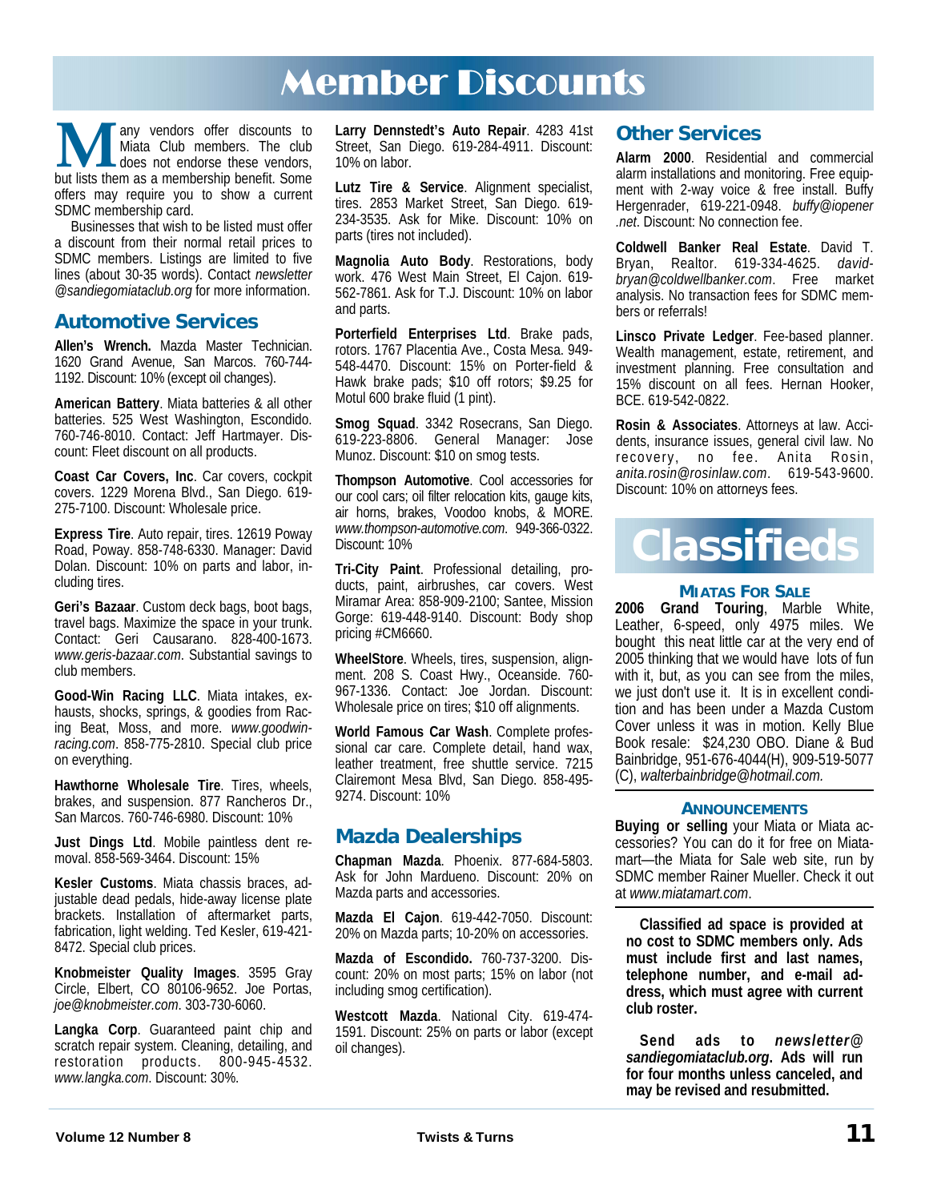# Member Discounts

Many vendors offer discounts to Miata Club members. The club does not endorse these vendors, but lists them as a membership benefit. Some offers may require you to show a current SDMC membership card.

Businesses that wish to be listed must offer a discount from their normal retail prices to SDMC members. Listings are limited to five lines (about 30-35 words). Contact *newsletter @sandiegomiataclub.org* for more information.

## Automotive Services

**Allen's Wrench.** Mazda Master Technician. 1620 Grand Avenue, San Marcos. 760-744-1192. Discount: 10% (except oil changes).

**American Battery**. Miata batteries & all other batteries. 525 West Washington, Escondido. 760-746-8010. Contact: Jeff Hartmayer. Discount: Fleet discount on all products.

**Coast Car Covers, Inc**. Car covers, cockpit covers. 1229 Morena Blvd., San Diego. 619-275-7100. Discount: Wholesale price.

**Express Tire**. Auto repair, tires. 12619 Poway Road, Poway. 858-748-6330. Manager: David Dolan. Discount: 10% on parts and labor, including tires.

**Geri's Bazaar**. Custom deck bags, boot bags, travel bags. Maximize the space in your trunk. Contact: Geri Causarano. 828-400-1673. *www.geris-bazaar.com*. Substantial savings to club members.

**Good-Win Racing LLC**. Miata intakes, exhausts, shocks, springs, & goodies from Racing Beat, Moss, and more. *www.goodwin-racing.com*. 858-775-2810. Special club price on everything.

**Hawthorne Wholesale Tire**. Tires, wheels, brakes, and suspension. 877 Rancheros Dr., San Marcos. 760-746-6980. Discount: 10%

**Just Dings Ltd**. Mobile paintless dent removal. 858-569-3464. Discount: 15%

**Kesler Customs**. Miata chassis braces, adjustable dead pedals, hide-away license plate brackets. Installation of aftermarket parts, fabrication, light welding. Ted Kesler, 619-421-8472. Special club prices.

**Knobmeister Quality Images**. 3595 Gray Circle, Elbert, CO 80106-9652. Joe Portas, *joe@knobmeister.com*. 303-730-6060.

**Langka Corp**. Guaranteed paint chip and scratch repair system. Cleaning, detailing, and restoration products. 800-945-4532. *www.langka.com*. Discount: 30%.

**Larry Dennstedt's Auto Repair**. 4283 41st Street, San Diego. 619-284-4911. Discount: 10% on labor.

**Lutz Tire & Service**. Alignment specialist, tires. 2853 Market Street, San Diego. 619-234-3535. Ask for Mike. Discount: 10% on parts (tires not included).

**Magnolia Auto Body**. Restorations, body work. 476 West Main Street, El Cajon. 619-562-7861. Ask for T.J. Discount: 10% on labor and parts.

**Porterfield Enterprises Ltd**. Brake pads, rotors. 1767 Placentia Ave., Costa Mesa. 949-548-4470. Discount: 15% on Porter-field & Hawk brake pads; $10 off rotors; $9.25 for Motul 600 brake fluid (1 pint).

**Smog Squad**. 3342 Rosecrans, San Diego. 619-223-8806. General Manager: Jose Munoz. Discount: $10 on smog tests.

**Thompson Automotive**. Cool accessories for our cool cars; oil filter relocation kits, gauge kits, air horns, brakes, Voodoo knobs, & MORE. *www.thompson-automotive.com*. 949-366-0322. Discount: 10%

**Tri-City Paint**. Professional detailing, products, paint, airbrushes, car covers. West Miramar Area: 858-909-2100; Santee, Mission Gorge: 619-448-9140. Discount: Body shop pricing #CM6660.

**WheelStore**. Wheels, tires, suspension, alignment. 208 S. Coast Hwy., Oceanside. 760-967-1336. Contact: Joe Jordan. Discount: Wholesale price on tires; $10 off alignments.

**World Famous Car Wash**. Complete professional car care. Complete detail, hand wax, leather treatment, free shuttle service. 7215 Clairemont Mesa Blvd, San Diego. 858-495-9274. Discount: 10%

## Mazda Dealerships

**Chapman Mazda**. Phoenix. 877-684-5803. Ask for John Mardueno. Discount: 20% on Mazda parts and accessories.

**Mazda El Cajon**. 619-442-7050. Discount: 20% on Mazda parts; 10-20% on accessories.

**Mazda of Escondido.** 760-737-3200. Discount: 20% on most parts; 15% on labor (not including smog certification).

**Westcott Mazda**. National City. 619-474-1591. Discount: 25% on parts or labor (except oil changes).

## Other Services

**Alarm 2000**. Residential and commercial alarm installations and monitoring. Free equipment with 2-way voice & free install. Buffy Hergenrader, 619-221-0948. *buffy@iopener .net*. Discount: No connection fee.

**Coldwell Banker Real Estate**. David T. Bryan, Realtor. 619-334-4625. *david-bryan@coldwellbanker.com*. Free market analysis. No transaction fees for SDMC members or referrals!

**Linsco Private Ledger**. Fee-based planner. Wealth management, estate, retirement, and investment planning. Free consultation and 15% discount on all fees. Hernan Hooker, BCE. 619-542-0822.

**Rosin & Associates**. Attorneys at law. Accidents, insurance issues, general civil law. No recovery, no fee. Anita Rosin, *anita.rosin@rosinlaw.com*. 619-543-9600. Discount: 10% on attorneys fees.

# Classifieds

### Miatas For Sale

**2006 Grand Touring**, Marble White, Leather, 6-speed, only 4975 miles. We bought this neat little car at the very end of 2005 thinking that we would have lots of fun with it, but, as you can see from the miles, we just don't use it. It is in excellent condition and has been under a Mazda Custom Cover unless it was in motion. Kelly Blue Book resale: $24,230 OBO. Diane & Bud Bainbridge, 951-676-4044(H), 909-519-5077 (C), *walterbainbridge@hotmail.com.*

### Announcements

**Buying or selling** your Miata or Miata accessories? You can do it for free on Miatamart—the Miata for Sale web site, run by SDMC member Rainer Mueller. Check it out at *www.miatamart.com*.

**Classified ad space is provided at no cost to SDMC members only. Ads must include first and last names, telephone number, and e-mail address, which must agree with current club roster.**

**Send ads to *newsletter@ sandiegomiataclub.org*. Ads will run for four months unless canceled, and may be revised and resubmitted.**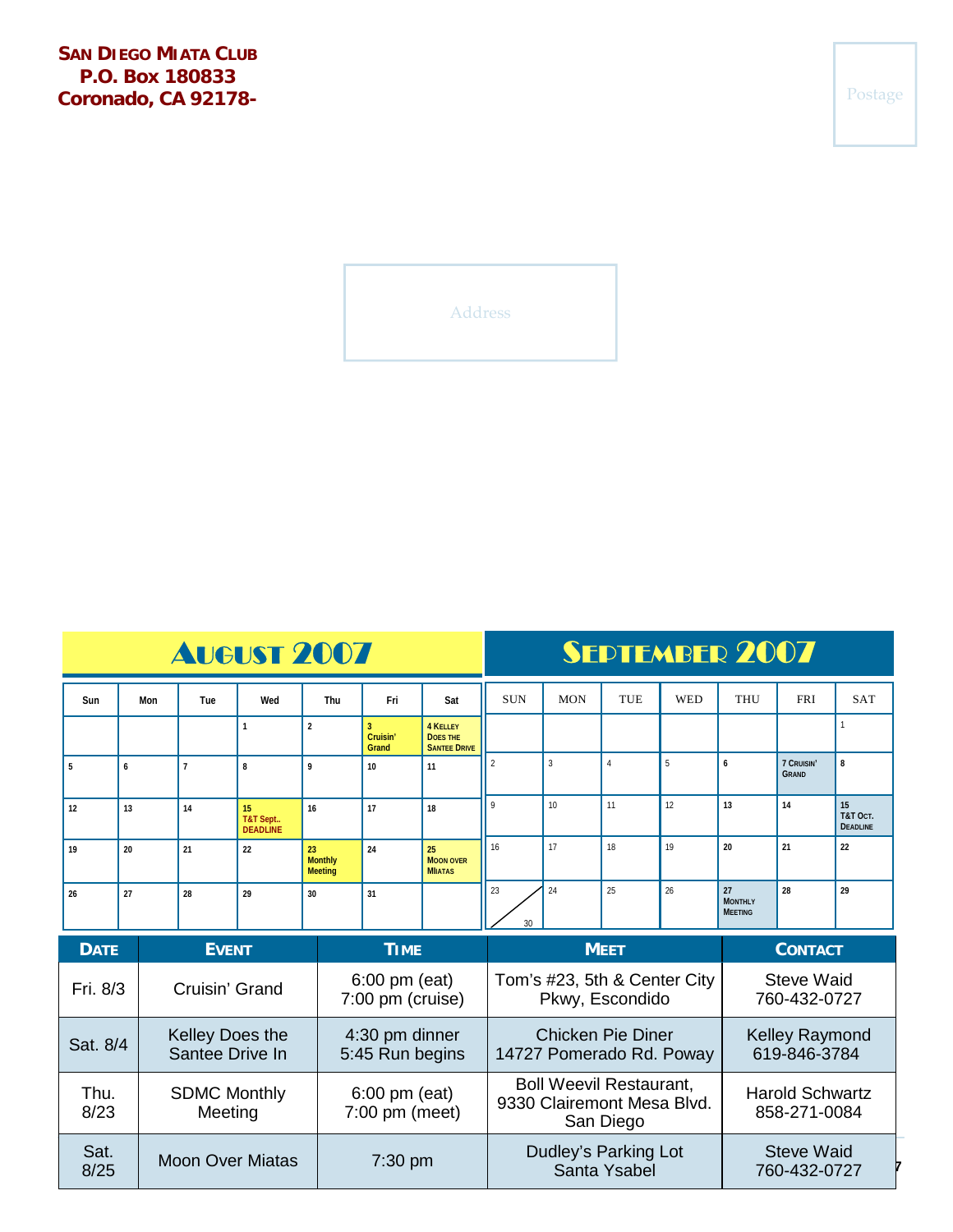**SAN DIEGO MIATA CLUB**
**P.O. Box 180833**
**Coronado, CA 92178-**

Postage

Address

## AUGUST 2007

| Sun | Mon | Tue | Wed | Thu | Fri | Sat |
|---|---|---|---|---|---|---|
| | | | 1 | 2 | 3 Cruisin' Grand | 4 Kelley Does the Santee Drive |
| 5 | 6 | 7 | 8 | 9 | 10 | 11 |
| 12 | 13 | 14 | 15 T&T Sept.. DEADLINE | 16 | 17 | 18 |
| 19 | 20 | 21 | 22 | 23 Monthly Meeting | 24 | 25 Moon over Miatas |
| 26 | 27 | 28 | 29 | 30 | 31 | |

## SEPTEMBER 2007

| SUN | MON | TUE | WED | THU | FRI | SAT |
|---|---|---|---|---|---|---|
| | | | | | | 1 |
| 2 | 3 | 4 | 5 | 6 | 7 Cruisin' Grand | 8 |
| 9 | 10 | 11 | 12 | 13 | 14 | 15 T&T Oct. Deadline |
| 16 | 17 | 18 | 19 | 20 | 21 | 22 |
| 23 / 30 | 24 | 25 | 26 | 27 Monthly Meeting | 28 | 29 |

| DATE | EVENT | TIME | MEET | CONTACT |
|---|---|---|---|---|
| Fri. 8/3 | Cruisin' Grand | 6:00 pm (eat) 7:00 pm (cruise) | Tom's #23, 5th & Center City Pkwy, Escondido | Steve Waid 760-432-0727 |
| Sat. 8/4 | Kelley Does the Santee Drive In | 4:30 pm dinner 5:45 Run begins | Chicken Pie Diner 14727 Pomerado Rd. Poway | Kelley Raymond 619-846-3784 |
| Thu. 8/23 | SDMC Monthly Meeting | 6:00 pm (eat) 7:00 pm (meet) | Boll Weevil Restaurant, 9330 Clairemont Mesa Blvd. San Diego | Harold Schwartz 858-271-0084 |
| Sat. 8/25 | Moon Over Miatas | 7:30 pm | Dudley's Parking Lot Santa Ysabel | Steve Waid 760-432-0727 |